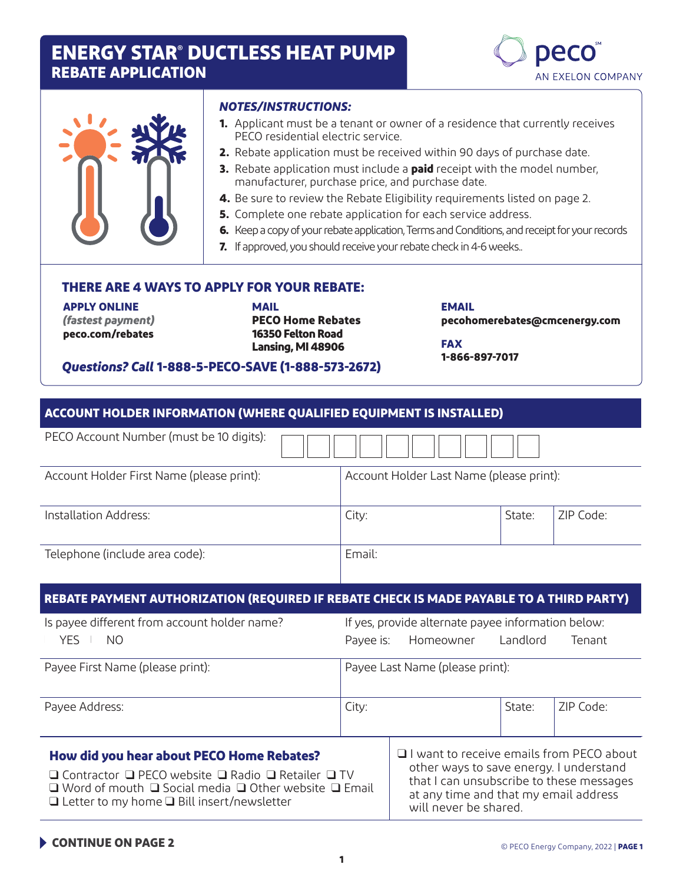# ENERGY STAR® DUCTLESS HEAT PUMP
## REBATE APPLICATION

### *NOTES/INSTRUCTIONS:*

1. Applicant must be a tenant or owner of a residence that currently receives PECO residential electric service.
2. Rebate application must be received within 90 days of purchase date.
3. Rebate application must include a **paid** receipt with the model number, manufacturer, purchase price, and purchase date.
4. Be sure to review the Rebate Eligibility requirements listed on page 2.
5. Complete one rebate application for each service address.
6. Keep a copy of your rebate application, Terms and Conditions, and receipt for your records
7. If approved, you should receive your rebate check in 4-6 weeks..

### THERE ARE 4 WAYS TO APPLY FOR YOUR REBATE:

**APPLY ONLINE**
***(fastest payment)***
**peco.com/rebates**

**MAIL**
**PECO Home Rebates**
**16350 Felton Road**
**Lansing, MI 48906**

**EMAIL**
**pecohomerebates@cmcenergy.com**

**FAX**
**1-866-897-7017**

***Questions? Call* 1-888-5-PECO-SAVE (1-888-573-2672)**

## ACCOUNT HOLDER INFORMATION (WHERE QUALIFIED EQUIPMENT IS INSTALLED)

| PECO Account Number (must be 10 digits): | | | |
|---|---|---|---|
| Account Holder First Name (please print): | Account Holder Last Name (please print): | | |
| Installation Address: | City: | State: | ZIP Code: |
| Telephone (include area code): | Email: | | |

## REBATE PAYMENT AUTHORIZATION (REQUIRED IF REBATE CHECK IS MADE PAYABLE TO A THIRD PARTY)

| Is payee different from account holder name? YES NO | If yes, provide alternate payee information below: Payee is: Homeowner Landlord Tenant | | |
|---|---|---|---|
| Payee First Name (please print): | Payee Last Name (please print): | | |
| Payee Address: | City: | State: | ZIP Code: |

### How did you hear about PECO Home Rebates?

❑ Contractor ❑ PECO website ❑ Radio ❑ Retailer ❑ TV
❑ Word of mouth ❑ Social media ❑ Other website ❑ Email
❑ Letter to my home ❑ Bill insert/newsletter

❑ I want to receive emails from PECO about other ways to save energy. I understand that I can unsubscribe to these messages at any time and that my email address will never be shared.

**CONTINUE ON PAGE 2**

© PECO Energy Company, 2022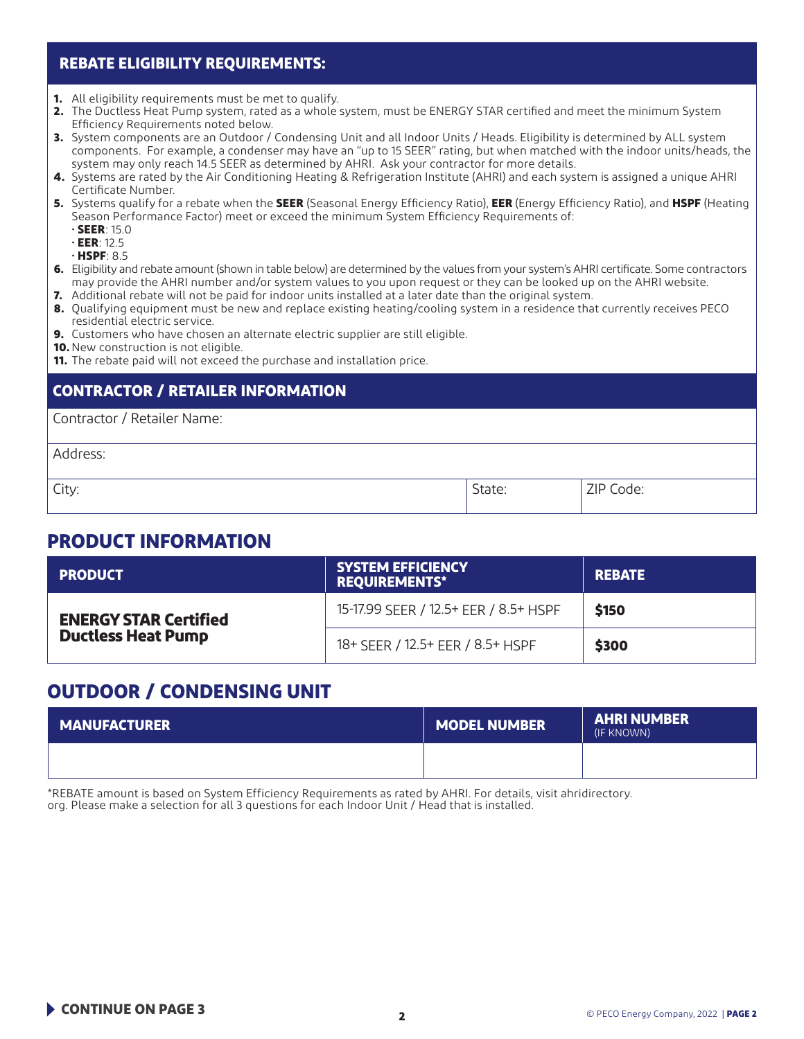## REBATE ELIGIBILITY REQUIREMENTS:

1. All eligibility requirements must be met to qualify.
2. The Ductless Heat Pump system, rated as a whole system, must be ENERGY STAR certified and meet the minimum System Efficiency Requirements noted below.
3. System components are an Outdoor / Condensing Unit and all Indoor Units / Heads. Eligibility is determined by ALL system components. For example, a condenser may have an "up to 15 SEER" rating, but when matched with the indoor units/heads, the system may only reach 14.5 SEER as determined by AHRI. Ask your contractor for more details.
4. Systems are rated by the Air Conditioning Heating & Refrigeration Institute (AHRI) and each system is assigned a unique AHRI Certificate Number.
5. Systems qualify for a rebate when the **SEER** (Seasonal Energy Efficiency Ratio), **EER** (Energy Efficiency Ratio), and **HSPF** (Heating Season Performance Factor) meet or exceed the minimum System Efficiency Requirements of:
   - **SEER**: 15.0
   - **EER**: 12.5
   - **HSPF**: 8.5
6. Eligibility and rebate amount (shown in table below) are determined by the values from your system's AHRI certificate. Some contractors may provide the AHRI number and/or system values to you upon request or they can be looked up on the AHRI website.
7. Additional rebate will not be paid for indoor units installed at a later date than the original system.
8. Qualifying equipment must be new and replace existing heating/cooling system in a residence that currently receives PECO residential electric service.
9. Customers who have chosen an alternate electric supplier are still eligible.
10. New construction is not eligible.
11. The rebate paid will not exceed the purchase and installation price.

## CONTRACTOR / RETAILER INFORMATION

| Contractor / Retailer Name: | | |
|---|---|---|
| Address: | | |
| City: | State: | ZIP Code: |

## PRODUCT INFORMATION

| PRODUCT | SYSTEM EFFICIENCY REQUIREMENTS* | REBATE |
|---|---|---|
| **ENERGY STAR Certified Ductless Heat Pump** | 15-17.99 SEER / 12.5+ EER / 8.5+ HSPF | **$150** |
| | 18+ SEER / 12.5+ EER / 8.5+ HSPF | **$300** |

## OUTDOOR / CONDENSING UNIT

| MANUFACTURER | MODEL NUMBER | AHRI NUMBER (IF KNOWN) |
|---|---|---|
| | | |

*REBATE amount is based on System Efficiency Requirements as rated by AHRI. For details, visit ahridirectory.org. Please make a selection for all 3 questions for each Indoor Unit / Head that is installed.

**CONTINUE ON PAGE 3**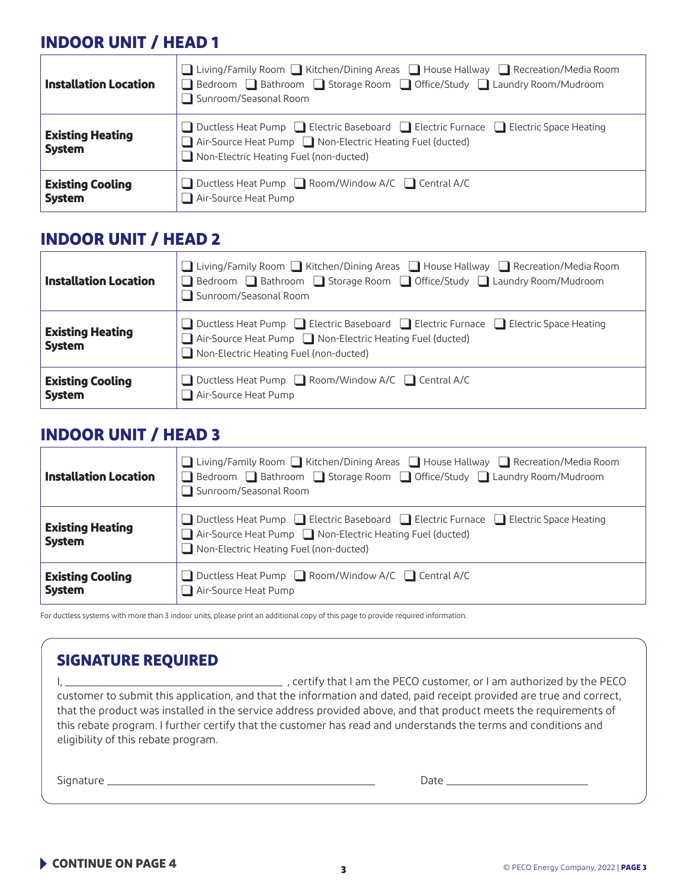## INDOOR UNIT / HEAD 1

| | |
|---|---|
| **Installation Location** | ❑ Living/Family Room ❑ Kitchen/Dining Areas ❑ House Hallway ❑ Recreation/Media Room ❑ Bedroom ❑ Bathroom ❑ Storage Room ❑ Office/Study ❑ Laundry Room/Mudroom ❑ Sunroom/Seasonal Room |
| **Existing Heating System** | ❑ Ductless Heat Pump ❑ Electric Baseboard ❑ Electric Furnace ❑ Electric Space Heating ❑ Air-Source Heat Pump ❑ Non-Electric Heating Fuel (ducted) ❑ Non-Electric Heating Fuel (non-ducted) |
| **Existing Cooling System** | ❑ Ductless Heat Pump ❑ Room/Window A/C ❑ Central A/C ❑ Air-Source Heat Pump |

## INDOOR UNIT / HEAD 2

| | |
|---|---|
| **Installation Location** | ❑ Living/Family Room ❑ Kitchen/Dining Areas ❑ House Hallway ❑ Recreation/Media Room ❑ Bedroom ❑ Bathroom ❑ Storage Room ❑ Office/Study ❑ Laundry Room/Mudroom ❑ Sunroom/Seasonal Room |
| **Existing Heating System** | ❑ Ductless Heat Pump ❑ Electric Baseboard ❑ Electric Furnace ❑ Electric Space Heating ❑ Air-Source Heat Pump ❑ Non-Electric Heating Fuel (ducted) ❑ Non-Electric Heating Fuel (non-ducted) |
| **Existing Cooling System** | ❑ Ductless Heat Pump ❑ Room/Window A/C ❑ Central A/C ❑ Air-Source Heat Pump |

## INDOOR UNIT / HEAD 3

| | |
|---|---|
| **Installation Location** | ❑ Living/Family Room ❑ Kitchen/Dining Areas ❑ House Hallway ❑ Recreation/Media Room ❑ Bedroom ❑ Bathroom ❑ Storage Room ❑ Office/Study ❑ Laundry Room/Mudroom ❑ Sunroom/Seasonal Room |
| **Existing Heating System** | ❑ Ductless Heat Pump ❑ Electric Baseboard ❑ Electric Furnace ❑ Electric Space Heating ❑ Air-Source Heat Pump ❑ Non-Electric Heating Fuel (ducted) ❑ Non-Electric Heating Fuel (non-ducted) |
| **Existing Cooling System** | ❑ Ductless Heat Pump ❑ Room/Window A/C ❑ Central A/C ❑ Air-Source Heat Pump |

For ductless systems with more than 3 indoor units, please print an additional copy of this page to provide required information.

## SIGNATURE REQUIRED

I, ______________________________ , certify that I am the PECO customer, or I am authorized by the PECO customer to submit this application, and that the information and dated, paid receipt provided are true and correct, that the product was installed in the service address provided above, and that product meets the requirements of this rebate program. I further certify that the customer has read and understands the terms and conditions and eligibility of this rebate program.

Signature ______________________________ Date ____________________

**CONTINUE ON PAGE 4**

© PECO Energy Company, 2022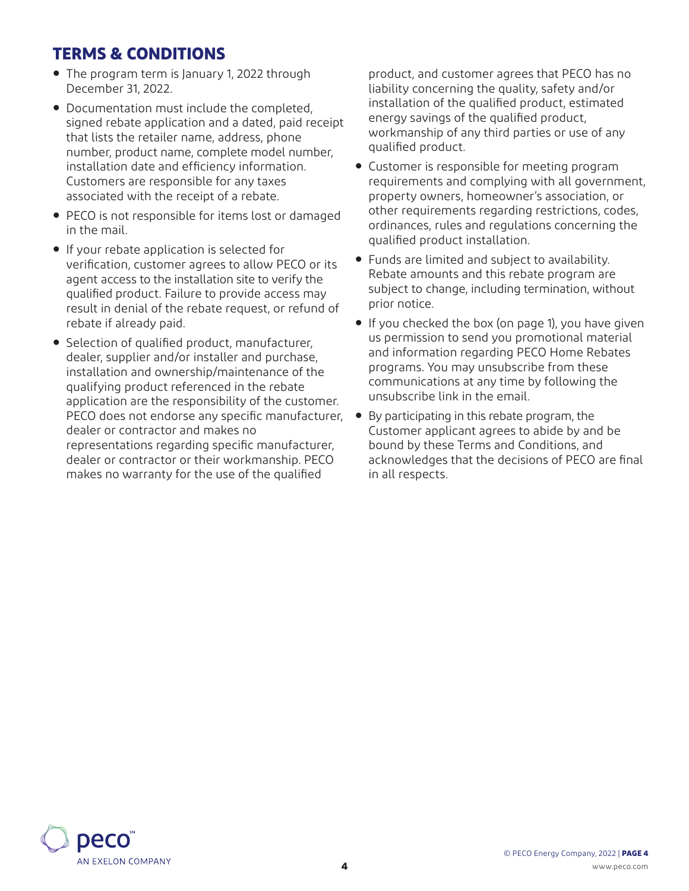## TERMS & CONDITIONS

- The program term is January 1, 2022 through December 31, 2022.
- Documentation must include the completed, signed rebate application and a dated, paid receipt that lists the retailer name, address, phone number, product name, complete model number, installation date and efficiency information. Customers are responsible for any taxes associated with the receipt of a rebate.
- PECO is not responsible for items lost or damaged in the mail.
- If your rebate application is selected for verification, customer agrees to allow PECO or its agent access to the installation site to verify the qualified product. Failure to provide access may result in denial of the rebate request, or refund of rebate if already paid.
- Selection of qualified product, manufacturer, dealer, supplier and/or installer and purchase, installation and ownership/maintenance of the qualifying product referenced in the rebate application are the responsibility of the customer. PECO does not endorse any specific manufacturer, dealer or contractor and makes no representations regarding specific manufacturer, dealer or contractor or their workmanship. PECO makes no warranty for the use of the qualified product, and customer agrees that PECO has no liability concerning the quality, safety and/or installation of the qualified product, estimated energy savings of the qualified product, workmanship of any third parties or use of any qualified product.
- Customer is responsible for meeting program requirements and complying with all government, property owners, homeowner's association, or other requirements regarding restrictions, codes, ordinances, rules and regulations concerning the qualified product installation.
- Funds are limited and subject to availability. Rebate amounts and this rebate program are subject to change, including termination, without prior notice.
- If you checked the box (on page 1), you have given us permission to send you promotional material and information regarding PECO Home Rebates programs. You may unsubscribe from these communications at any time by following the unsubscribe link in the email.
- By participating in this rebate program, the Customer applicant agrees to abide by and be bound by these Terms and Conditions, and acknowledges that the decisions of PECO are final in all respects.

peco℠
AN EXELON COMPANY

© PECO Energy Company, 2022

www.peco.com